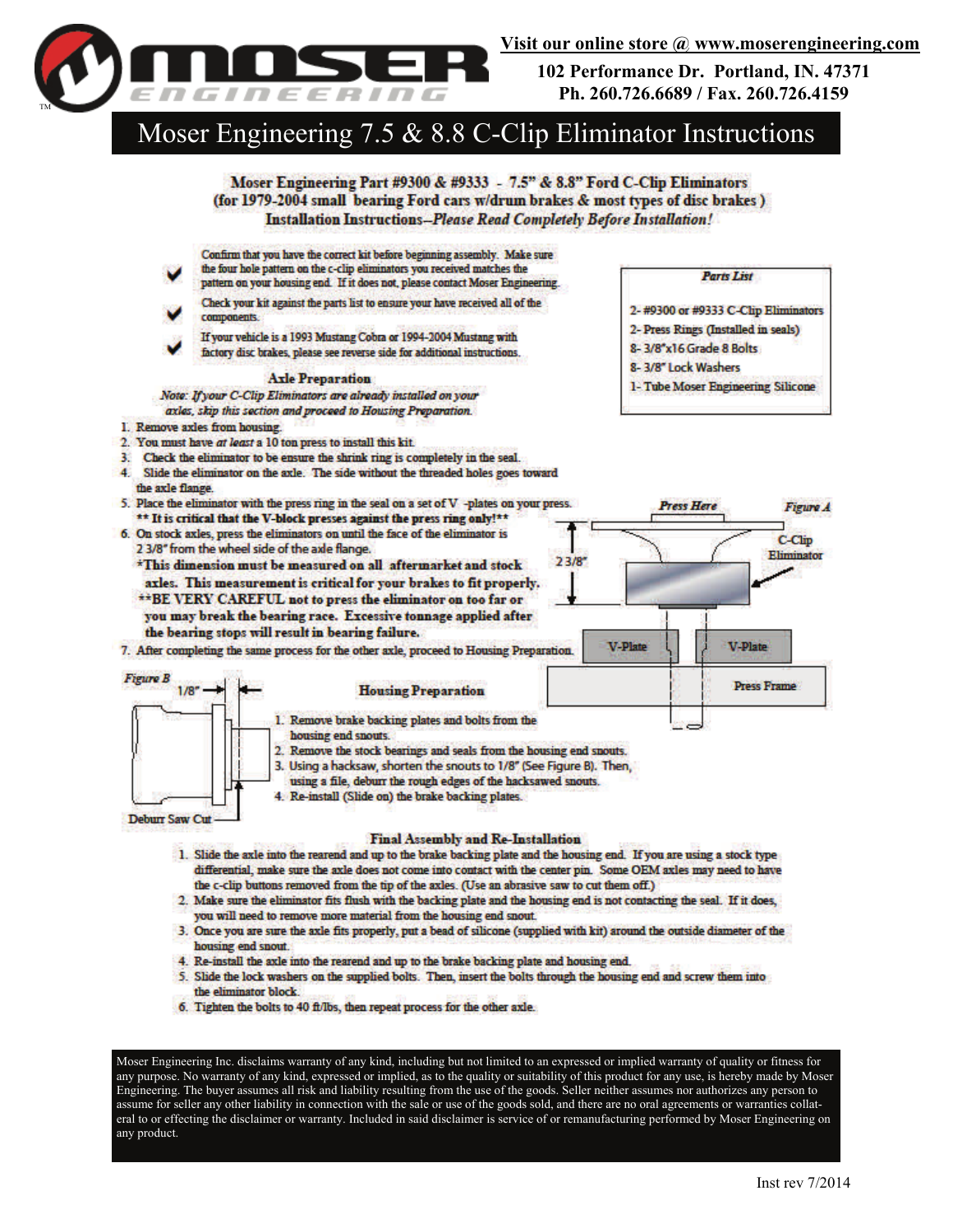Visit our online store @ www.moserengineering.com

102 Performance Dr. Portland, IN. 47371
Ph. 260.726.6689 / Fax. 260.726.4159

# Moser Engineering 7.5 & 8.8 C-Clip Eliminator Instructions

**Moser Engineering Part #9300 & #9333 - 7.5" & 8.8" Ford C-Clip Eliminators**
**(for 1979-2004 small bearing Ford cars w/drum brakes & most types of disc brakes )**
**Installation Instructions--*Please Read Completely Before Installation!***

- ✔ Confirm that you have the correct kit before beginning assembly. Make sure the four hole pattern on the c-clip eliminators you received matches the pattern on your housing end. If it does not, please contact Moser Engineering.
- ✔ Check your kit against the parts list to ensure your have received all of the components.
- ✔ If your vehicle is a 1993 Mustang Cobra or 1994-2004 Mustang with factory disc brakes, please see reverse side for additional instructions.

***Parts List***

- 2- #9300 or #9333 C-Clip Eliminators
- 2- Press Rings (Installed in seals)
- 8- 3/8"x16 Grade 8 Bolts
- 8- 3/8" Lock Washers
- 1- Tube Moser Engineering Silicone

## Axle Preparation

*Note: If your C-Clip Eliminators are already installed on your axles, skip this section and proceed to Housing Preparation.*

1. Remove axles from housing.
2. You must have *at least* a 10 ton press to install this kit.
3. Check the eliminator to be ensure the shrink ring is completely in the seal.
4. Slide the eliminator on the axle. The side without the threaded holes goes toward the axle flange.
5. Place the eliminator with the press ring in the seal on a set of V -plates on your press.
   **** It is critical that the V-block presses against the press ring only!****
6. On stock axles, press the eliminators on until the face of the eliminator is 2 3/8" from the wheel side of the axle flange.
   ***This dimension must be measured on all aftermarket and stock axles. This measurement is critical for your brakes to fit properly.**
   ****BE VERY CAREFUL not to press the eliminator on too far or you may break the bearing race. Excessive tonnage applied after the bearing stops will result in bearing failure.**
7. After completing the same process for the other axle, proceed to Housing Preparation.

*Figure A*
Press Here
2 3/8"
C-Clip Eliminator
V-Plate
V-Plate
Press Frame

*Figure B*
1/8"
Deburr Saw Cut

## Housing Preparation

1. Remove brake backing plates and bolts from the housing end snouts.
2. Remove the stock bearings and seals from the housing end snouts.
3. Using a hacksaw, shorten the snouts to 1/8" (See Figure B). Then, using a file, deburr the rough edges of the hacksawed snouts.
4. Re-install (Slide on) the brake backing plates.

## Final Assembly and Re-Installation

1. Slide the axle into the rearend and up to the brake backing plate and the housing end. If you are using a stock type differential, make sure the axle does not come into contact with the center pin. Some OEM axles may need to have the c-clip buttons removed from the tip of the axles. (Use an abrasive saw to cut them off.)
2. Make sure the eliminator fits flush with the backing plate and the housing end is not contacting the seal. If it does, you will need to remove more material from the housing end snout.
3. Once you are sure the axle fits properly, put a bead of silicone (supplied with kit) around the outside diameter of the housing end snout.
4. Re-install the axle into the rearend and up to the brake backing plate and housing end.
5. Slide the lock washers on the supplied bolts. Then, insert the bolts through the housing end and screw them into the eliminator block.
6. Tighten the bolts to 40 ft/lbs, then repeat process for the other axle.

Moser Engineering Inc. disclaims warranty of any kind, including but not limited to an expressed or implied warranty of quality or fitness for any purpose. No warranty of any kind, expressed or implied, as to the quality or suitability of this product for any use, is hereby made by Moser Engineering. The buyer assumes all risk and liability resulting from the use of the goods. Seller neither assumes nor authorizes any person to assume for seller any other liability in connection with the sale or use of the goods sold, and there are no oral agreements or warranties collateral to or effecting the disclaimer or warranty. Included in said disclaimer is service of or remanufacturing performed by Moser Engineering on any product.

Inst rev 7/2014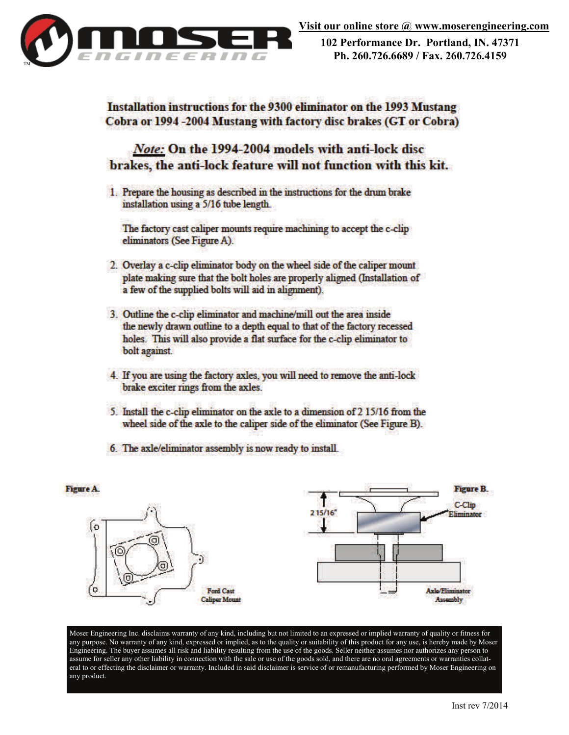Visit our online store @ www.moserengineering.com

**102 Performance Dr. Portland, IN. 47371**
**Ph. 260.726.6689 / Fax. 260.726.4159**

## Installation instructions for the 9300 eliminator on the 1993 Mustang Cobra or 1994 -2004 Mustang with factory disc brakes (GT or Cobra)

**_Note:_ On the 1994-2004 models with anti-lock disc brakes, the anti-lock feature will not function with this kit.**

1. Prepare the housing as described in the instructions for the drum brake installation using a 5/16 tube length.

   The factory cast caliper mounts require machining to accept the c-clip eliminators (See Figure A).

2. Overlay a c-clip eliminator body on the wheel side of the caliper mount plate making sure that the bolt holes are properly aligned (Installation of a few of the supplied bolts will aid in alignment).

3. Outline the c-clip eliminator and machine/mill out the area inside the newly drawn outline to a depth equal to that of the factory recessed holes. This will also provide a flat surface for the c-clip eliminator to bolt against.

4. If you are using the factory axles, you will need to remove the anti-lock brake exciter rings from the axles.

5. Install the c-clip eliminator on the axle to a dimension of 2 15/16 from the wheel side of the axle to the caliper side of the eliminator (See Figure B).

6. The axle/eliminator assembly is now ready to install.

**Figure A.**

Ford Cast Caliper Mount

**Figure B.**

2 15/16"

C-Clip Eliminator

Axle/Eliminator Assembly

Moser Engineering Inc. disclaims warranty of any kind, including but not limited to an expressed or implied warranty of quality or fitness for any purpose. No warranty of any kind, expressed or implied, as to the quality or suitability of this product for any use, is hereby made by Moser Engineering. The buyer assumes all risk and liability resulting from the use of the goods. Seller neither assumes nor authorizes any person to assume for seller any other liability in connection with the sale or use of the goods sold, and there are no oral agreements or warranties collateral to or effecting the disclaimer or warranty. Included in said disclaimer is service of or remanufacturing performed by Moser Engineering on any product.

Inst rev 7/2014